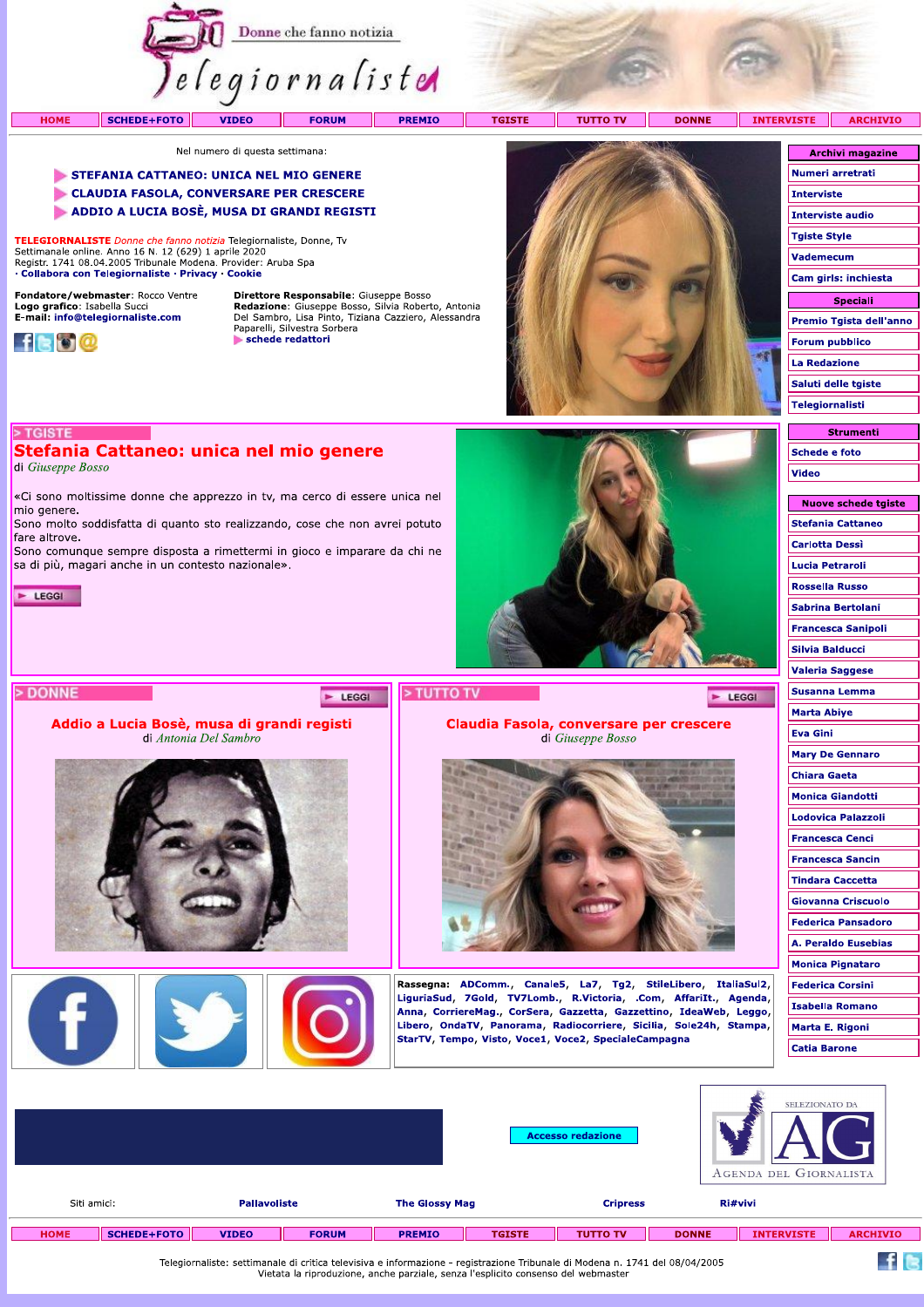Donne che fanno notizia

Telegiornaliste

HOME | SCHEDE+FOTO | VIDEO | FORUM | PREMIO | TGISTE | TUTTO TV | DONNE | INTERVISTE | ARCHIVIO

Nel numero di questa settimana:

- STEFANIA CATTANEO: UNICA NEL MIO GENERE
- CLAUDIA FASOLA, CONVERSARE PER CRESCERE
- ADDIO A LUCIA BOSÈ, MUSA DI GRANDI REGISTI

TELEGIORNALISTE *Donne che fanno notizia* Telegiornaliste, Donne, Tv
Settimanale online. Anno 16 N. 12 (629) 1 aprile 2020
Registr. 1741 08.04.2005 Tribunale Modena. Provider: Aruba Spa
· Collabora con Telegiornaliste · Privacy · Cookie

**Fondatore/webmaster**: Rocco Ventre
**Logo grafico**: Isabella Succi
**E-mail**: info@telegiornaliste.com

**Direttore Responsabile**: Giuseppe Bosso
**Redazione**: Giuseppe Bosso, Silvia Roberto, Antonia Del Sambro, Lisa Pinto, Tiziana Cazziero, Alessandra Paparelli, Silvestra Sorbera
schede redattori

**Archivi magazine**
- Numeri arretrati
- Interviste
- Interviste audio
- Tgiste Style
- Vademecum
- Cam girls: inchiesta

**Speciali**
- Premio Tgista dell'anno
- Forum pubblico
- La Redazione
- Saluti delle tgiste
- Telegiornalisti

**Strumenti**
- Schede e foto
- Video

**Nuove schede tgiste**
- Stefania Cattaneo
- Carlotta Dessì
- Lucia Petraroli
- Rossella Russo
- Sabrina Bertolani
- Francesca Sanipoli
- Silvia Balducci
- Valeria Saggese
- Susanna Lemma
- Marta Abiye
- Eva Gini
- Mary De Gennaro
- Chiara Gaeta
- Monica Giandotti
- Lodovica Palazzoli
- Francesca Cenci
- Francesca Sancin
- Tindara Caccetta
- Giovanna Criscuolo
- Federica Pansadoro
- A. Peraldo Eusebias
- Monica Pignataro
- Federica Corsini
- Isabella Romano
- Marta E. Rigoni
- Catia Barone

> TGISTE

## Stefania Cattaneo: unica nel mio genere

di *Giuseppe Bosso*

«Ci sono moltissime donne che apprezzo in tv, ma cerco di essere unica nel mio genere.
Sono molto soddisfatta di quanto sto realizzando, cose che non avrei potuto fare altrove.
Sono comunque sempre disposta a rimettermi in gioco e imparare da chi ne sa di più, magari anche in un contesto nazionale».

LEGGI

> DONNE

LEGGI

## Addio a Lucia Bosè, musa di grandi registi

di *Antonia Del Sambro*

> TUTTO TV

LEGGI

## Claudia Fasola, conversare per crescere

di *Giuseppe Bosso*

**Rassegna**: ADComm., Canale5, La7, Tg2, StileLibero, ItaliaSul2, LiguriaSud, 7Gold, TV7Lomb., R.Victoria, .Com, AffariIt., Agenda, Anna, CorriereMag., CorSera, Gazzetta, Gazzettino, IdeaWeb, Leggo, Libero, OndaTV, Panorama, Radiocorriere, Sicilia, Sole24h, Stampa, StarTV, Tempo, Visto, Voce1, Voce2, SpecialeCampagna

Accesso redazione

SELEZIONATO DA AG AGENDA DEL GIORNALISTA

Siti amici: Pallavoliste | The Glossy Mag | Cripress | Ri#vivi

HOME | SCHEDE+FOTO | VIDEO | FORUM | PREMIO | TGISTE | TUTTO TV | DONNE | INTERVISTE | ARCHIVIO

Telegiornaliste: settimanale di critica televisiva e informazione - registrazione Tribunale di Modena n. 1741 del 08/04/2005
Vietata la riproduzione, anche parziale, senza l'esplicito consenso del webmaster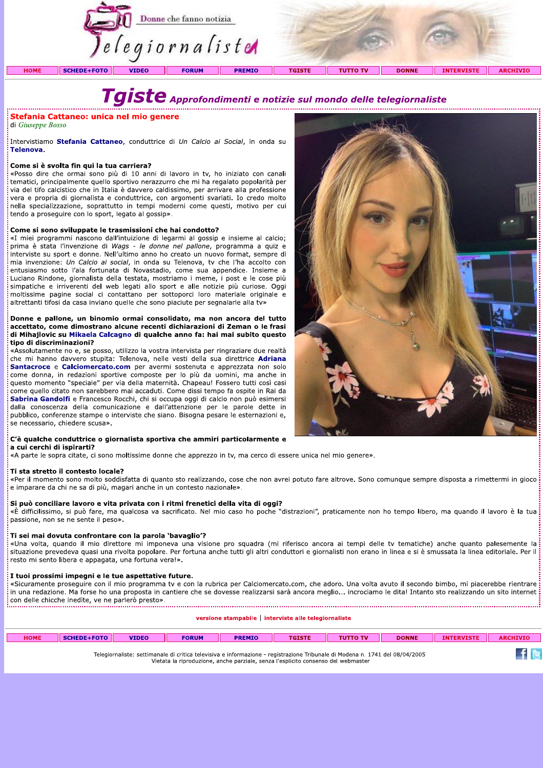# Tgiste Approfondimenti e notizie sul mondo delle telegiornaliste

## Stefania Cattaneo: unica nel mio genere

di *Giuseppe Bosso*

Intervistiamo **Stefania Cattaneo**, conduttrice di *Un Calcio ai Social*, in onda su **Telenova**.

**Come si è svolta fin qui la tua carriera?**

«Posso dire che ormai sono più di 10 anni di lavoro in tv, ho iniziato con canali tematici, principalmente quello sportivo nerazzurro che mi ha regalato popolarità per via del tifo calcistico che in Italia è davvero caldissimo, per arrivare alla professione vera e propria di giornalista e conduttrice, con argomenti svariati. Io credo molto nella specializzazione, soprattutto in tempi moderni come questi, motivo per cui tendo a proseguire con lo sport, legato al gossip».

**Come si sono sviluppate le trasmissioni che hai condotto?**

«I miei programmi nascono dall'intuizione di legarmi al gossip e insieme al calcio; prima è stata l'invenzione di *Wags - le donne nel pallone*, programma a quiz e interviste su sport e donne. Nell'ultimo anno ho creato un nuovo format, sempre di mia invenzione: *Un Calcio ai social*, in onda su Telenova, tv che l'ha accolto con entusiasmo sotto l'ala fortunata di Novastadio, come sua appendice. Insieme a Luciano Rindone, giornalista della testata, mostriamo i meme, i post e le cose più simpatiche e irriverenti del web legati allo sport e alle notizie più curiose. Oggi moltissime pagine social ci contattano per sottoporci loro materiale originale e altrettanti tifosi da casa inviano quelle che sono piaciute per segnalarle alla tv»

**Donne e pallone, un binomio ormai consolidato, ma non ancora del tutto accettato, come dimostrano alcune recenti dichiarazioni di Zeman o le frasi di Mihajlovic su Mikaela Calcagno di qualche anno fa: hai mai subito questo tipo di discriminazioni?**

«Assolutamente no e, se posso, utilizzo la vostra intervista per ringraziare due realtà che mi hanno davvero stupita: Telenova, nelle vesti della sua direttrice **Adriana Santacroce** e **Calciomercato.com** per avermi sostenuta e apprezzata non solo come donna, in redazioni sportive composte per lo più da uomini, ma anche in questo momento "speciale" per via della maternità. Chapeau! Fossero tutti così casi come quello citato non sarebbero mai accaduti. Come dissi tempo fa ospite in Rai da **Sabrina Gandolfi** e Francesco Rocchi, chi si occupa oggi di calcio non può esimersi dalla conoscenza della comunicazione e dall'attenzione per le parole dette in pubblico, conferenze stampe o interviste che siano. Bisogna pesare le esternazioni e, se necessario, chiedere scusa».

**C'è qualche conduttrice o giornalista sportiva che ammiri particolarmente e a cui cerchi di ispirarti?**

«A parte le sopra citate, ci sono moltissime donne che apprezzo in tv, ma cerco di essere unica nel mio genere».

**Ti sta stretto il contesto locale?**

«Per il momento sono molto soddisfatta di quanto sto realizzando, cose che non avrei potuto fare altrove. Sono comunque sempre disposta a rimettermi in gioco e imparare da chi ne sa di più, magari anche in un contesto nazionale».

**Si può conciliare lavoro e vita privata con i ritmi frenetici della vita di oggi?**

«È difficilissimo, si può fare, ma qualcosa va sacrificato. Nel mio caso ho poche "distrazioni", praticamente non ho tempo libero, ma quando il lavoro è la tua passione, non se ne sente il peso».

**Ti sei mai dovuta confrontare con la parola 'bavaglio'?**

«Una volta, quando il mio direttore mi imponeva una visione pro squadra (mi riferisco ancora ai tempi delle tv tematiche) anche quanto palesemente la situazione prevedeva quasi una rivolta popolare. Per fortuna anche tutti gli altri conduttori e giornalisti non erano in linea e si è smussata la linea editoriale. Per il resto mi sento libera e appagata, una fortuna vera!».

**I tuoi prossimi impegni e le tue aspettative future.**

«Sicuramente proseguire con il mio programma tv e con la rubrica per Calciomercato.com, che adoro. Una volta avuto il secondo bimbo, mi piacerebbe rientrare in una redazione. Ma forse ho una proposta in cantiere che se dovesse realizzarsi sarà ancora meglio... incrociamo le dita! Intanto sto realizzando un sito internet con delle chicche inedite, ve ne parlerò presto».

versione stampabile | interviste alle telegiornaliste

Telegiornaliste: settimanale di critica televisiva e informazione - registrazione Tribunale di Modena n. 1741 del 08/04/2005
Vietata la riproduzione, anche parziale, senza l'esplicito consenso del webmaster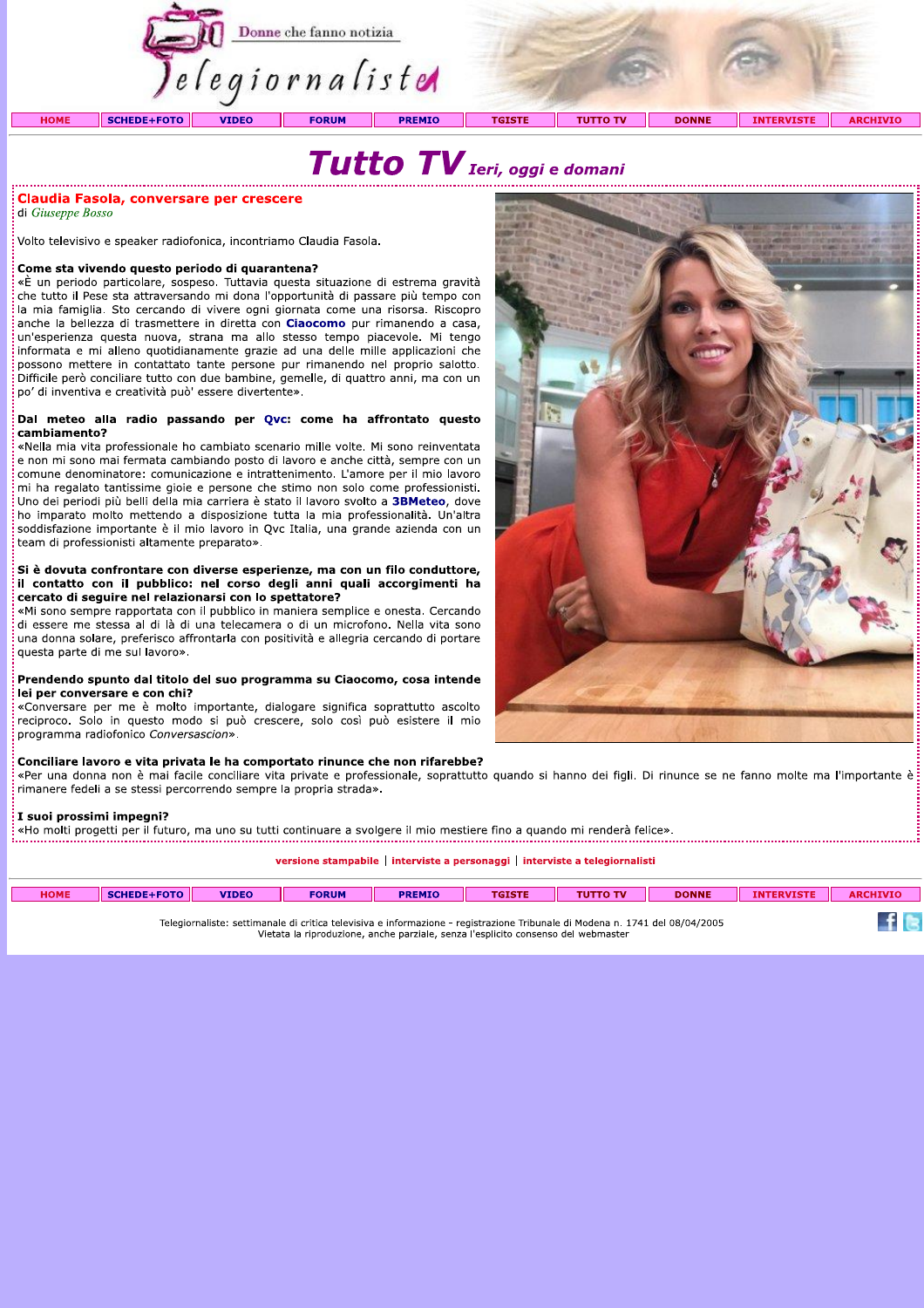# Tutto TV *Ieri, oggi e domani*

## Claudia Fasola, conversare per crescere

di *Giuseppe Bosso*

Volto televisivo e speaker radiofonica, incontriamo Claudia Fasola.

**Come sta vivendo questo periodo di quarantena?**
«È un periodo particolare, sospeso. Tuttavia questa situazione di estrema gravità che tutto il Pese sta attraversando mi dona l'opportunità di passare più tempo con la mia famiglia. Sto cercando di vivere ogni giornata come una risorsa. Riscopro anche la bellezza di trasmettere in diretta con **Ciaocomo** pur rimanendo a casa, un'esperienza questa nuova, strana ma allo stesso tempo piacevole. Mi tengo informata e mi alleno quotidianamente grazie ad una delle mille applicazioni che possono mettere in contattato tante persone pur rimanendo nel proprio salotto. Difficile però conciliare tutto con due bambine, gemelle, di quattro anni, ma con un po' di inventiva e creatività può' essere divertente».

**Dal meteo alla radio passando per Qvc: come ha affrontato questo cambiamento?**
«Nella mia vita professionale ho cambiato scenario mille volte. Mi sono reinventata e non mi sono mai fermata cambiando posto di lavoro e anche città, sempre con un comune denominatore: comunicazione e intrattenimento. L'amore per il mio lavoro mi ha regalato tantissime gioie e persone che stimo non solo come professionisti. Uno dei periodi più belli della mia carriera è stato il lavoro svolto a **3BMeteo**, dove ho imparato molto mettendo a disposizione tutta la mia professionalità. Un'altra soddisfazione importante è il mio lavoro in Qvc Italia, una grande azienda con un team di professionisti altamente preparato».

**Si è dovuta confrontare con diverse esperienze, ma con un filo conduttore, il contatto con il pubblico: nel corso degli anni quali accorgimenti ha cercato di seguire nel relazionarsi con lo spettatore?**
«Mi sono sempre rapportata con il pubblico in maniera semplice e onesta. Cercando di essere me stessa al di là di una telecamera o di un microfono. Nella vita sono una donna solare, preferisco affrontarla con positività e allegria cercando di portare questa parte di me sul lavoro».

**Prendendo spunto dal titolo del suo programma su Ciaocomo, cosa intende lei per conversare e con chi?**
«Conversare per me è molto importante, dialogare significa soprattutto ascolto reciproco. Solo in questo modo si può crescere, solo così può esistere il mio programma radiofonico *Conversascion*».

**Conciliare lavoro e vita privata le ha comportato rinunce che non rifarebbe?**
«Per una donna non è mai facile conciliare vita private e professionale, soprattutto quando si hanno dei figli. Di rinunce se ne fanno molte ma l'importante è rimanere fedeli a se stessi percorrendo sempre la propria strada».

**I suoi prossimi impegni?**
«Ho molti progetti per il futuro, ma uno su tutti continuare a svolgere il mio mestiere fino a quando mi renderà felice».

versione stampabile | interviste a personaggi | interviste a telegiornalisti

Telegiornaliste: settimanale di critica televisiva e informazione - registrazione Tribunale di Modena n. 1741 del 08/04/2005
Vietata la riproduzione, anche parziale, senza l'esplicito consenso del webmaster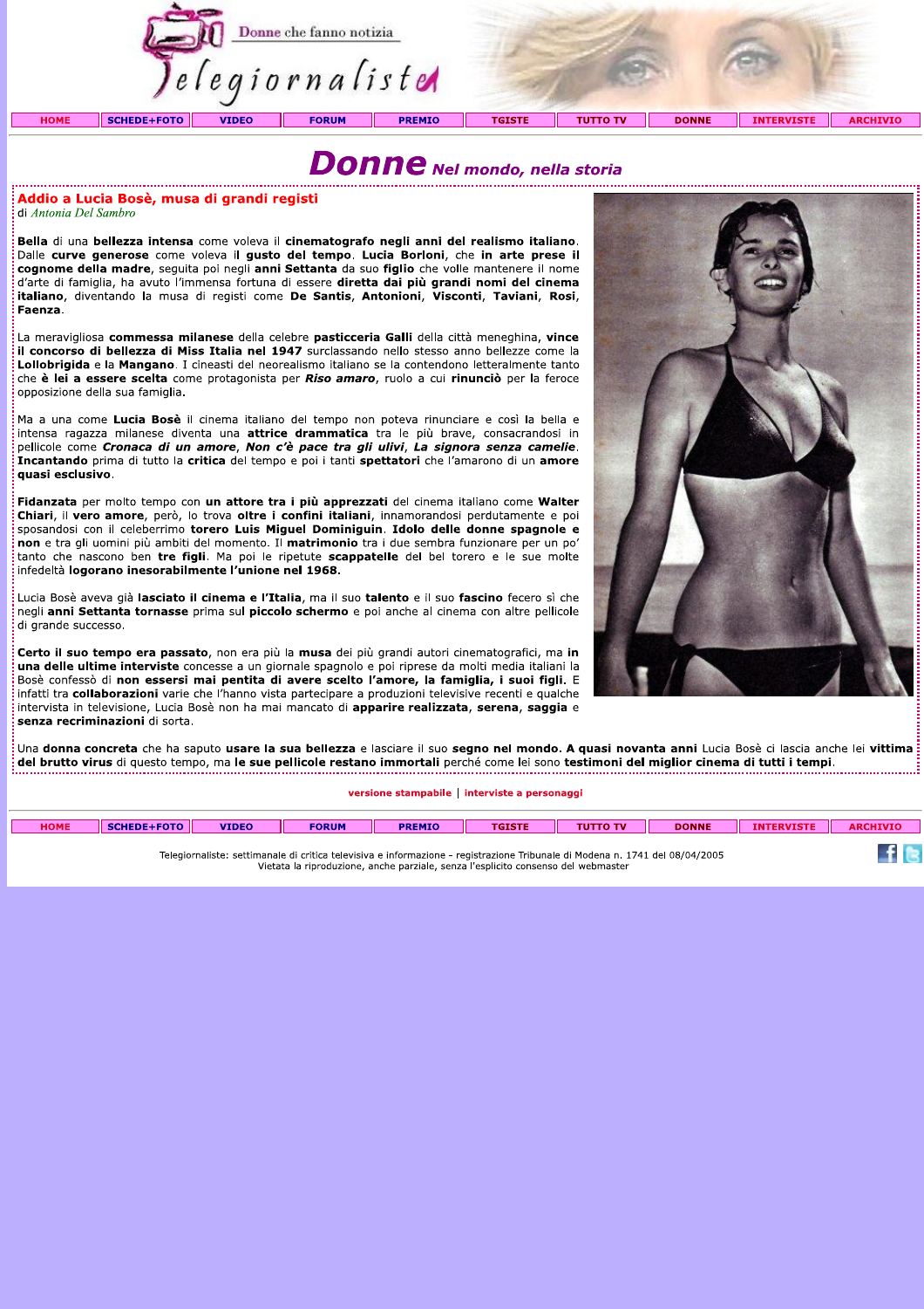# Donne *Nel mondo, nella storia*

## Addio a Lucia Bosè, musa di grandi registi

di *Antonia Del Sambro*

**Bella** di una **bellezza intensa** come voleva il **cinematografo negli anni del realismo italiano**. Dalle **curve generose** come voleva il **gusto del tempo**. **Lucia Borloni**, che **in arte prese il cognome della madre**, seguita poi negli **anni Settanta** da suo **figlio** che volle mantenere il nome d'arte di famiglia, ha avuto l'immensa fortuna di essere **diretta dai più grandi nomi del cinema italiano**, diventando la musa di registi come **De Santis**, **Antonioni**, **Visconti**, **Taviani**, **Rosi**, **Faenza**.

La meravigliosa **commessa milanese** della celebre **pasticceria Galli** della città meneghina, **vince il concorso di bellezza di Miss Italia nel 1947** surclassando nello stesso anno bellezze come la **Lollobrigida** e la **Mangano**. I cineasti del neorealismo italiano se la contendono letteralmente tanto che **è lei a essere scelta** come protagonista per ***Riso amaro***, ruolo a cui **rinunciò** per la feroce opposizione della sua famiglia.

Ma a una come **Lucia Bosè** il cinema italiano del tempo non poteva rinunciare e così **la** bella e intensa ragazza milanese diventa una **attrice drammatica** tra le più brave, consacrandosi in pellicole come ***Cronaca di un amore***, ***Non c'è pace tra gli ulivi***, ***La signora senza camelie***. **Incantando** prima di tutto la **critica** del tempo e poi i tanti **spettatori** che l'amarono di un **amore quasi esclusivo**.

**Fidanzata** per molto tempo con **un attore tra i più apprezzati** del cinema italiano come **Walter Chiari**, il **vero amore**, però, lo trova **oltre** i **confini italiani**, innamorandosi perdutamente e poi sposandosi con il celeberrimo **torero Luis Miguel Dominiguin**. **Idolo delle donne spagnole e non** e tra gli uomini più ambiti del momento. Il **matrimonio** tra i due sembra funzionare per un po' tanto che nascono ben **tre figli**. Ma poi le ripetute **scappatelle** del bel torero e le sue molte infedeltà **logorano inesorabilmente l'unione nel 1968.**

Lucia Bosè aveva già **lasciato il cinema e l'Italia**, ma il suo **talento** e il suo **fascino** fecero sì che negli **anni Settanta tornasse** prima sul **piccolo schermo** e poi anche al cinema con altre pellicole di grande successo.

**Certo il suo tempo era passato**, non era più la **musa** dei più grandi autori cinematografici, ma **in una delle ultime interviste** concesse a un giornale spagnolo e poi riprese da molti media italiani la Bosè confessò di **non essersi mai pentita di avere scelto l'amore, la famiglia, i suoi figli.** E infatti tra **collaborazioni** varie che l'hanno vista partecipare a produzioni televisive recenti e qualche intervista in televisione, Lucia Bosè non ha mai mancato di **apparire realizzata**, **serena**, **saggia** e **senza recriminazioni** di sorta.

Una **donna concreta** che ha saputo **usare la sua bellezza** e lasciare il suo **segno nel mondo. A quasi novanta anni** Lucia Bosè ci lascia anche lei **vittima del brutto virus** di questo tempo, ma **le sue pellicole restano immortali** perché come lei sono **testimoni del miglior cinema di tutti i tempi**.

versione stampabile | interviste a personaggi

Telegiornaliste: settimanale di critica televisiva e informazione - registrazione Tribunale di Modena n. 1741 del 08/04/2005
Vietata la riproduzione, anche parziale, senza l'esplicito consenso del webmaster